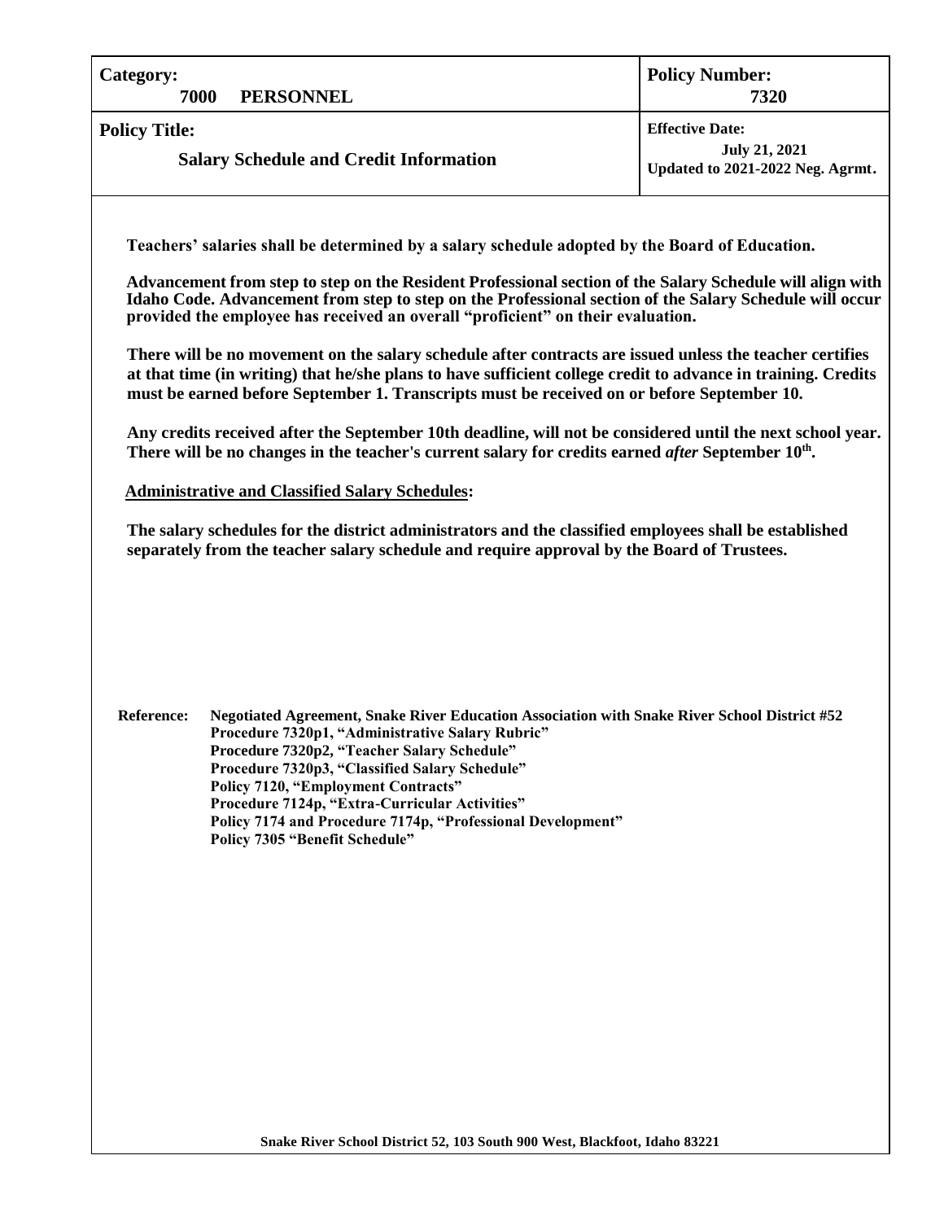| **Category:** 7000 PERSONNEL | **Policy Number:** 7320 |
| --- | --- |
| **Policy Title:** Salary Schedule and Credit Information | **Effective Date:** July 21, 2021 Updated to 2021-2022 Neg. Agrmt. |

**Teachers' salaries shall be determined by a salary schedule adopted by the Board of Education.**

**Advancement from step to step on the Resident Professional section of the Salary Schedule will align with Idaho Code. Advancement from step to step on the Professional section of the Salary Schedule will occur provided the employee has received an overall "proficient" on their evaluation.**

**There will be no movement on the salary schedule after contracts are issued unless the teacher certifies at that time (in writing) that he/she plans to have sufficient college credit to advance in training. Credits must be earned before September 1. Transcripts must be received on or before September 10.**

**Any credits received after the September 10th deadline, will not be considered until the next school year. There will be no changes in the teacher's current salary for credits earned *after* September 10th.**

**<u>Administrative and Classified Salary Schedules</u>:**

**The salary schedules for the district administrators and the classified employees shall be established separately from the teacher salary schedule and require approval by the Board of Trustees.**

**Reference:**
- Negotiated Agreement, Snake River Education Association with Snake River School District #52
- Procedure 7320p1, "Administrative Salary Rubric"
- Procedure 7320p2, "Teacher Salary Schedule"
- Procedure 7320p3, "Classified Salary Schedule"
- Policy 7120, "Employment Contracts"
- Procedure 7124p, "Extra-Curricular Activities"
- Policy 7174 and Procedure 7174p, "Professional Development"
- Policy 7305 "Benefit Schedule"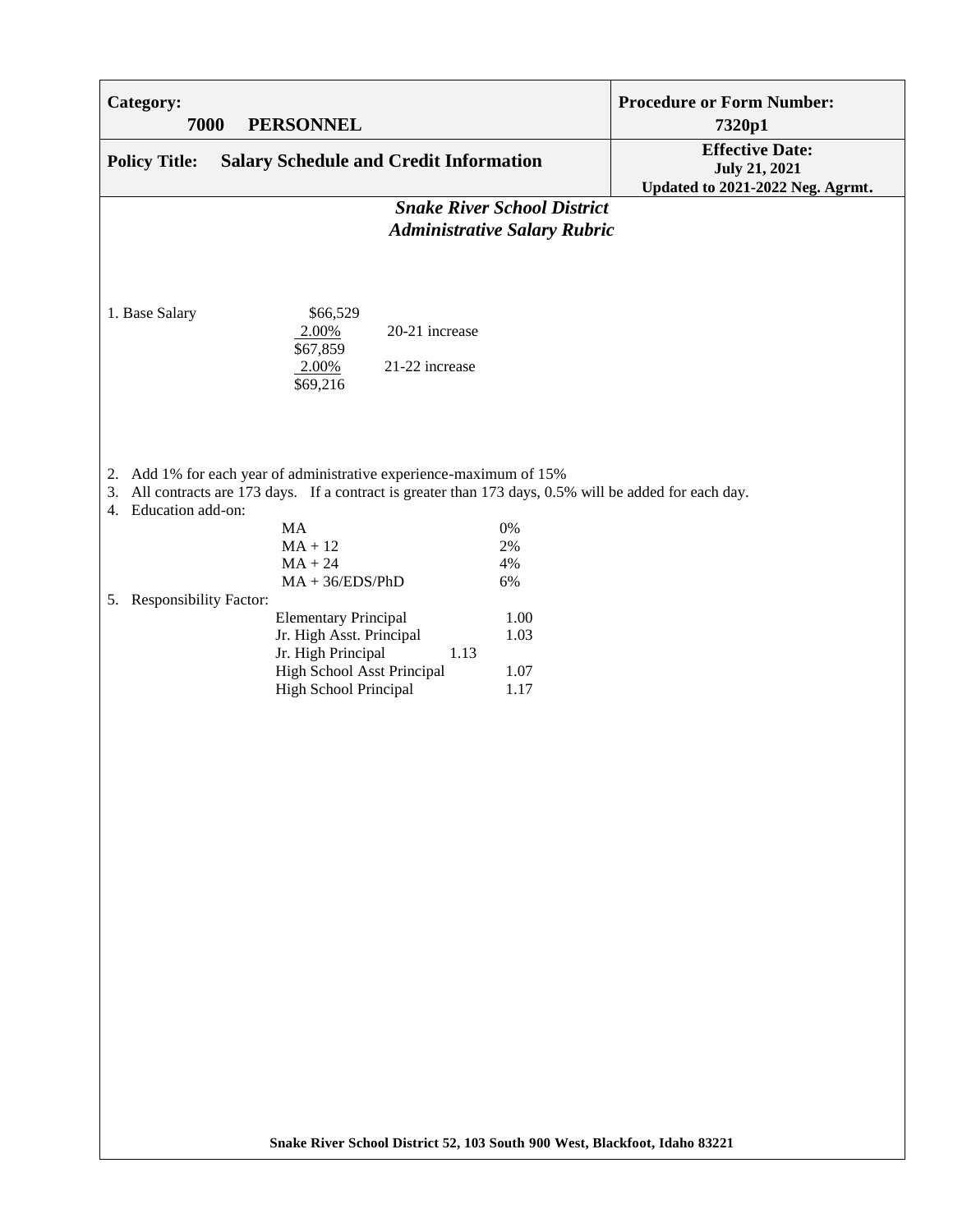| **Category:** 7000 **PERSONNEL** | **Procedure or Form Number:** 7320p1 |
|---|---|
| **Policy Title: Salary Schedule and Credit Information** | **Effective Date:** July 21, 2021 Updated to 2021-2022 Neg. Agrmt. |

## *Snake River School District*
## *Administrative Salary Rubric*

1. Base Salary

| | |
|---|---|
| $66,529 | |
| 2.00% | 20-21 increase |
| $67,859 | |
| 2.00% | 21-22 increase |
| $69,216 | |

2. Add 1% for each year of administrative experience-maximum of 15%
3. All contracts are 173 days. If a contract is greater than 173 days, 0.5% will be added for each day.
4. Education add-on:

| | |
|---|---|
| MA | 0% |
| MA + 12 | 2% |
| MA + 24 | 4% |
| MA + 36/EDS/PhD | 6% |

5. Responsibility Factor:

| | |
|---|---|
| Elementary Principal | 1.00 |
| Jr. High Asst. Principal | 1.03 |
| Jr. High Principal | 1.13 |
| High School Asst Principal | 1.07 |
| High School Principal | 1.17 |

**Snake River School District 52, 103 South 900 West, Blackfoot, Idaho 83221**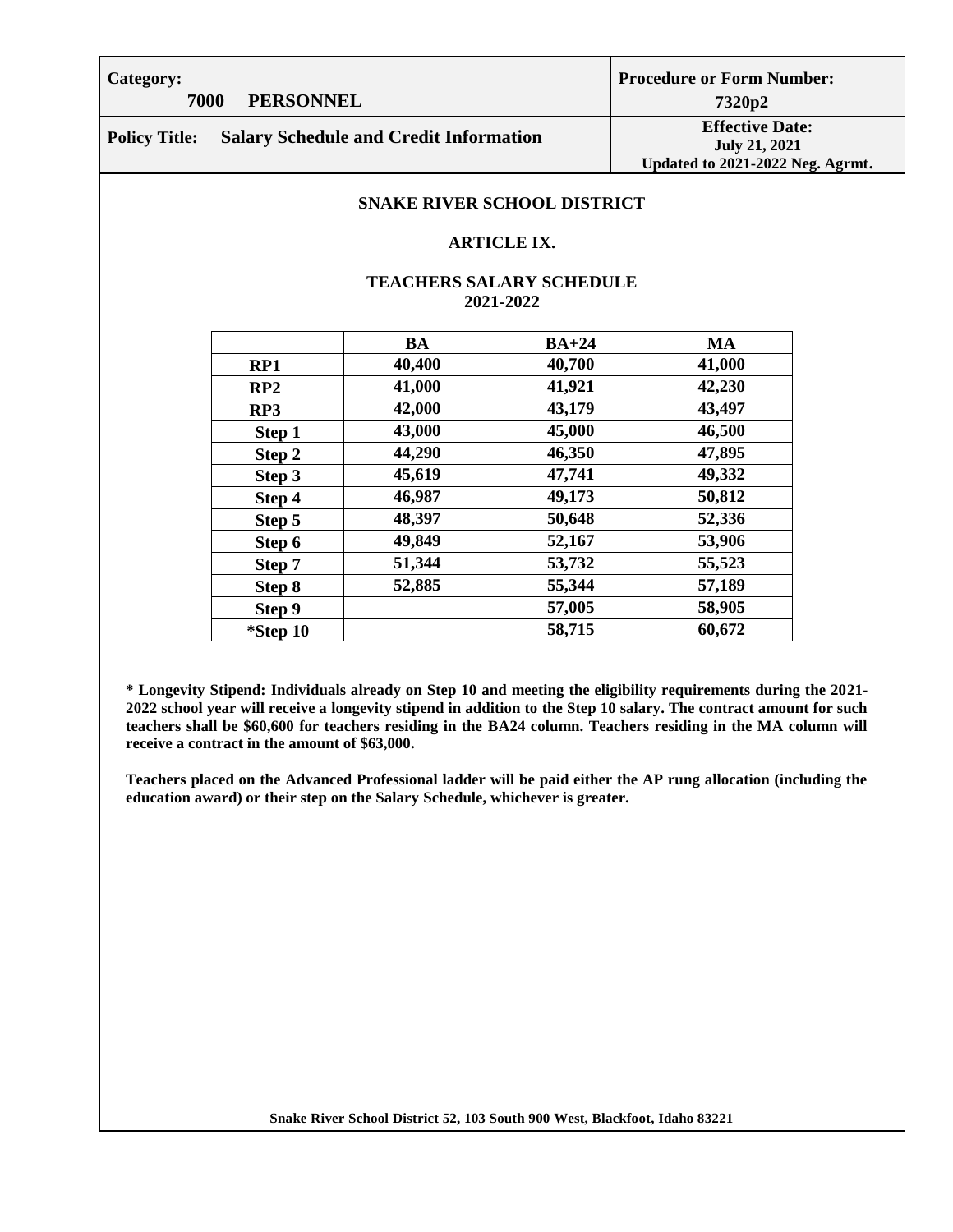| Category: 7000 PERSONNEL | Procedure or Form Number: 7320p2 |
| --- | --- |
| **Policy Title: Salary Schedule and Credit Information** | **Effective Date:** July 21, 2021 Updated to 2021-2022 Neg. Agrmt. |

## SNAKE RIVER SCHOOL DISTRICT

### ARTICLE IX.

### TEACHERS SALARY SCHEDULE
### 2021-2022

| | BA | BA+24 | MA |
| --- | --- | --- | --- |
| RP1 | 40,400 | 40,700 | 41,000 |
| RP2 | 41,000 | 41,921 | 42,230 |
| RP3 | 42,000 | 43,179 | 43,497 |
| Step 1 | 43,000 | 45,000 | 46,500 |
| Step 2 | 44,290 | 46,350 | 47,895 |
| Step 3 | 45,619 | 47,741 | 49,332 |
| Step 4 | 46,987 | 49,173 | 50,812 |
| Step 5 | 48,397 | 50,648 | 52,336 |
| Step 6 | 49,849 | 52,167 | 53,906 |
| Step 7 | 51,344 | 53,732 | 55,523 |
| Step 8 | 52,885 | 55,344 | 57,189 |
| Step 9 | | 57,005 | 58,905 |
| *Step 10 | | 58,715 | 60,672 |

**\* Longevity Stipend: Individuals already on Step 10 and meeting the eligibility requirements during the 2021-2022 school year will receive a longevity stipend in addition to the Step 10 salary. The contract amount for such teachers shall be $60,600 for teachers residing in the BA24 column. Teachers residing in the MA column will receive a contract in the amount of $63,000.**

**Teachers placed on the Advanced Professional ladder will be paid either the AP rung allocation (including the education award) or their step on the Salary Schedule, whichever is greater.**

Snake River School District 52, 103 South 900 West, Blackfoot, Idaho 83221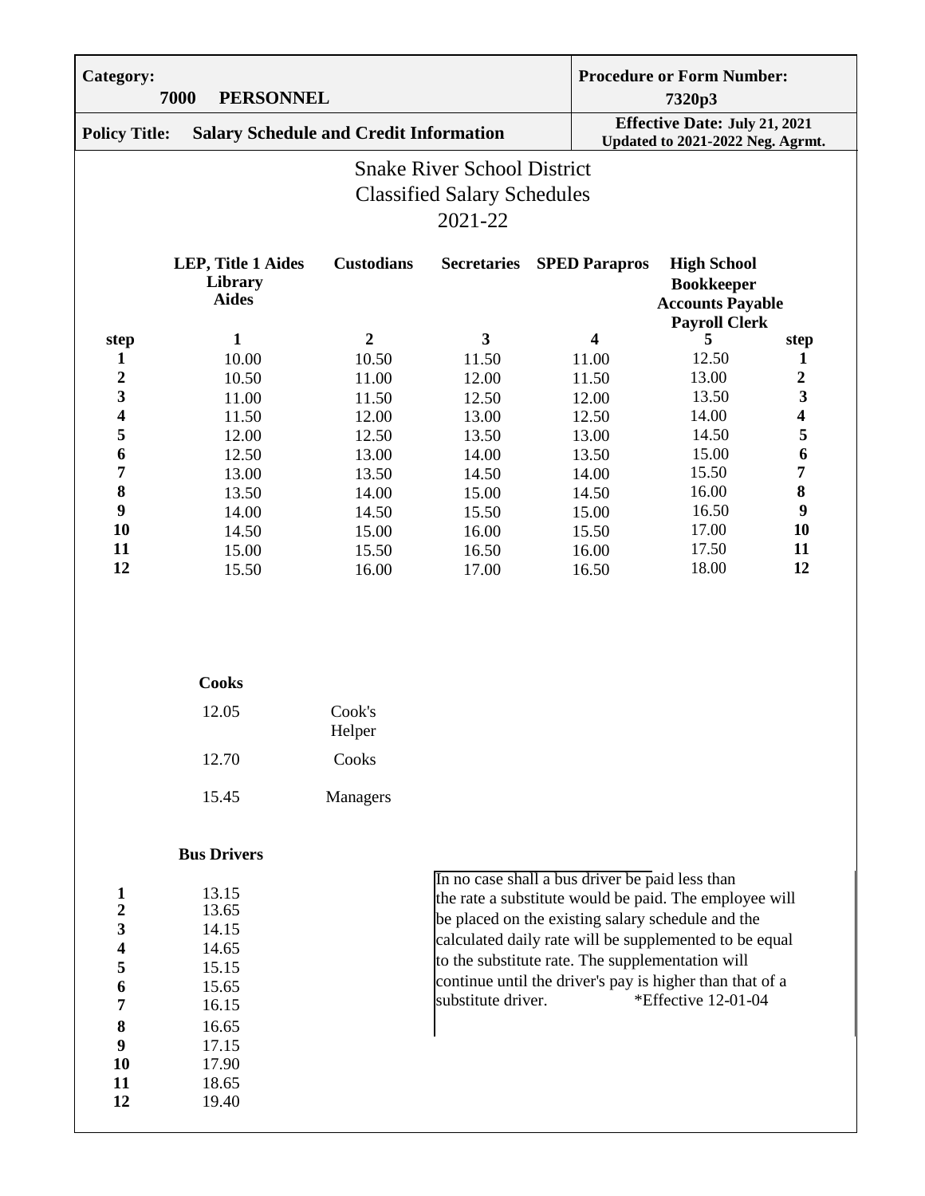| **Category:** 7000 **PERSONNEL** | **Procedure or Form Number:** 7320p3 |
|---|---|
| **Policy Title: Salary Schedule and Credit Information** | **Effective Date: July 21, 2021 Updated to 2021-2022 Neg. Agrmt.** |

# Snake River School District
## Classified Salary Schedules
## 2021-22

| step | LEP, Title 1 Aides Library Aides<br>1 | Custodians<br>2 | Secretaries<br>3 | SPED Parapros<br>4 | High School Bookkeeper Accounts Payable Payroll Clerk<br>5 | step |
|---|---|---|---|---|---|---|
| **1** | 10.00 | 10.50 | 11.50 | 11.00 | 12.50 | **1** |
| **2** | 10.50 | 11.00 | 12.00 | 11.50 | 13.00 | **2** |
| **3** | 11.00 | 11.50 | 12.50 | 12.00 | 13.50 | **3** |
| **4** | 11.50 | 12.00 | 13.00 | 12.50 | 14.00 | **4** |
| **5** | 12.00 | 12.50 | 13.50 | 13.00 | 14.50 | **5** |
| **6** | 12.50 | 13.00 | 14.00 | 13.50 | 15.00 | **6** |
| **7** | 13.00 | 13.50 | 14.50 | 14.00 | 15.50 | **7** |
| **8** | 13.50 | 14.00 | 15.00 | 14.50 | 16.00 | **8** |
| **9** | 14.00 | 14.50 | 15.50 | 15.00 | 16.50 | **9** |
| **10** | 14.50 | 15.00 | 16.00 | 15.50 | 17.00 | **10** |
| **11** | 15.00 | 15.50 | 16.50 | 16.00 | 17.50 | **11** |
| **12** | 15.50 | 16.00 | 17.00 | 16.50 | 18.00 | **12** |

**Cooks**

| | |
|---|---|
| 12.05 | Cook's Helper |
| 12.70 | Cooks |
| 15.45 | Managers |

**Bus Drivers**

| | |
|---|---|
| **1** | 13.15 |
| **2** | 13.65 |
| **3** | 14.15 |
| **4** | 14.65 |
| **5** | 15.15 |
| **6** | 15.65 |
| **7** | 16.15 |
| **8** | 16.65 |
| **9** | 17.15 |
| **10** | 17.90 |
| **11** | 18.65 |
| **12** | 19.40 |

In no case shall a bus driver be paid less than the rate a substitute would be paid. The employee will be placed on the existing salary schedule and the calculated daily rate will be supplemented to be equal to the substitute rate. The supplementation will continue until the driver's pay is higher than that of a substitute driver. *Effective 12-01-04